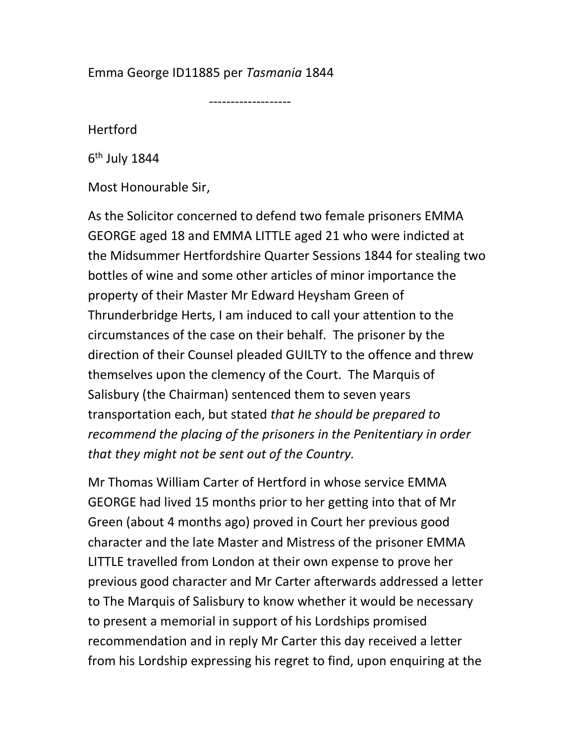Emma George ID11885 per *Tasmania* 1844

-------------------

Hertford

6th July 1844

Most Honourable Sir,

As the Solicitor concerned to defend two female prisoners EMMA GEORGE aged 18 and EMMA LITTLE aged 21 who were indicted at the Midsummer Hertfordshire Quarter Sessions 1844 for stealing two bottles of wine and some other articles of minor importance the property of their Master Mr Edward Heysham Green of Thrunderbridge Herts, I am induced to call your attention to the circumstances of the case on their behalf. The prisoner by the direction of their Counsel pleaded GUILTY to the offence and threw themselves upon the clemency of the Court. The Marquis of Salisbury (the Chairman) sentenced them to seven years transportation each, but stated *that he should be prepared to recommend the placing of the prisoners in the Penitentiary in order that they might not be sent out of the Country.*

Mr Thomas William Carter of Hertford in whose service EMMA GEORGE had lived 15 months prior to her getting into that of Mr Green (about 4 months ago) proved in Court her previous good character and the late Master and Mistress of the prisoner EMMA LITTLE travelled from London at their own expense to prove her previous good character and Mr Carter afterwards addressed a letter to The Marquis of Salisbury to know whether it would be necessary to present a memorial in support of his Lordships promised recommendation and in reply Mr Carter this day received a letter from his Lordship expressing his regret to find, upon enquiring at the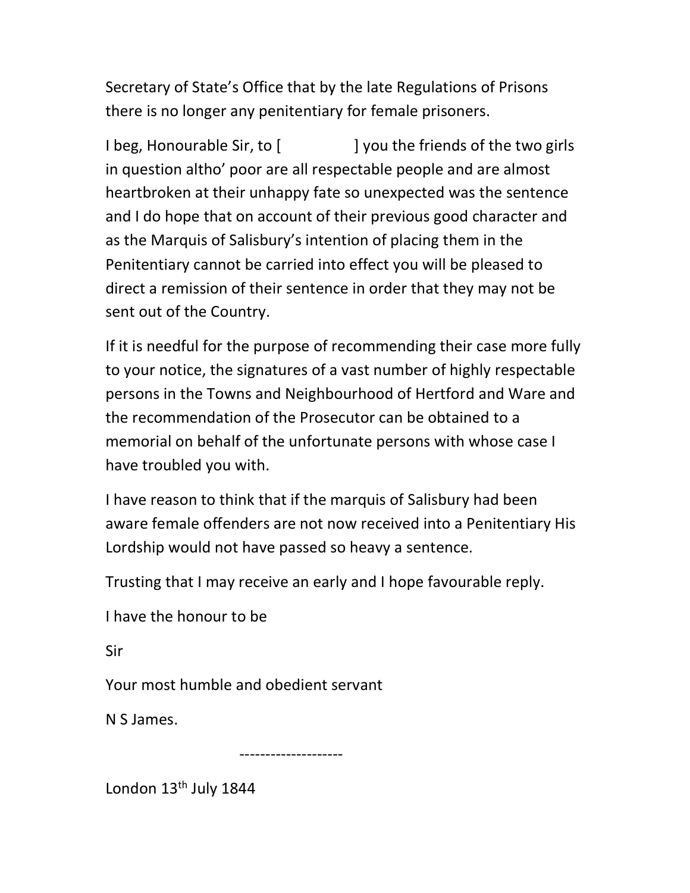Secretary of State's Office that by the late Regulations of Prisons there is no longer any penitentiary for female prisoners.

I beg, Honourable Sir, to [ ] you the friends of the two girls in question altho' poor are all respectable people and are almost heartbroken at their unhappy fate so unexpected was the sentence and I do hope that on account of their previous good character and as the Marquis of Salisbury's intention of placing them in the Penitentiary cannot be carried into effect you will be pleased to direct a remission of their sentence in order that they may not be sent out of the Country.

If it is needful for the purpose of recommending their case more fully to your notice, the signatures of a vast number of highly respectable persons in the Towns and Neighbourhood of Hertford and Ware and the recommendation of the Prosecutor can be obtained to a memorial on behalf of the unfortunate persons with whose case I have troubled you with.

I have reason to think that if the marquis of Salisbury had been aware female offenders are not now received into a Penitentiary His Lordship would not have passed so heavy a sentence.

Trusting that I may receive an early and I hope favourable reply.

I have the honour to be

Sir

Your most humble and obedient servant

N S James.

--------------------

London 13th July 1844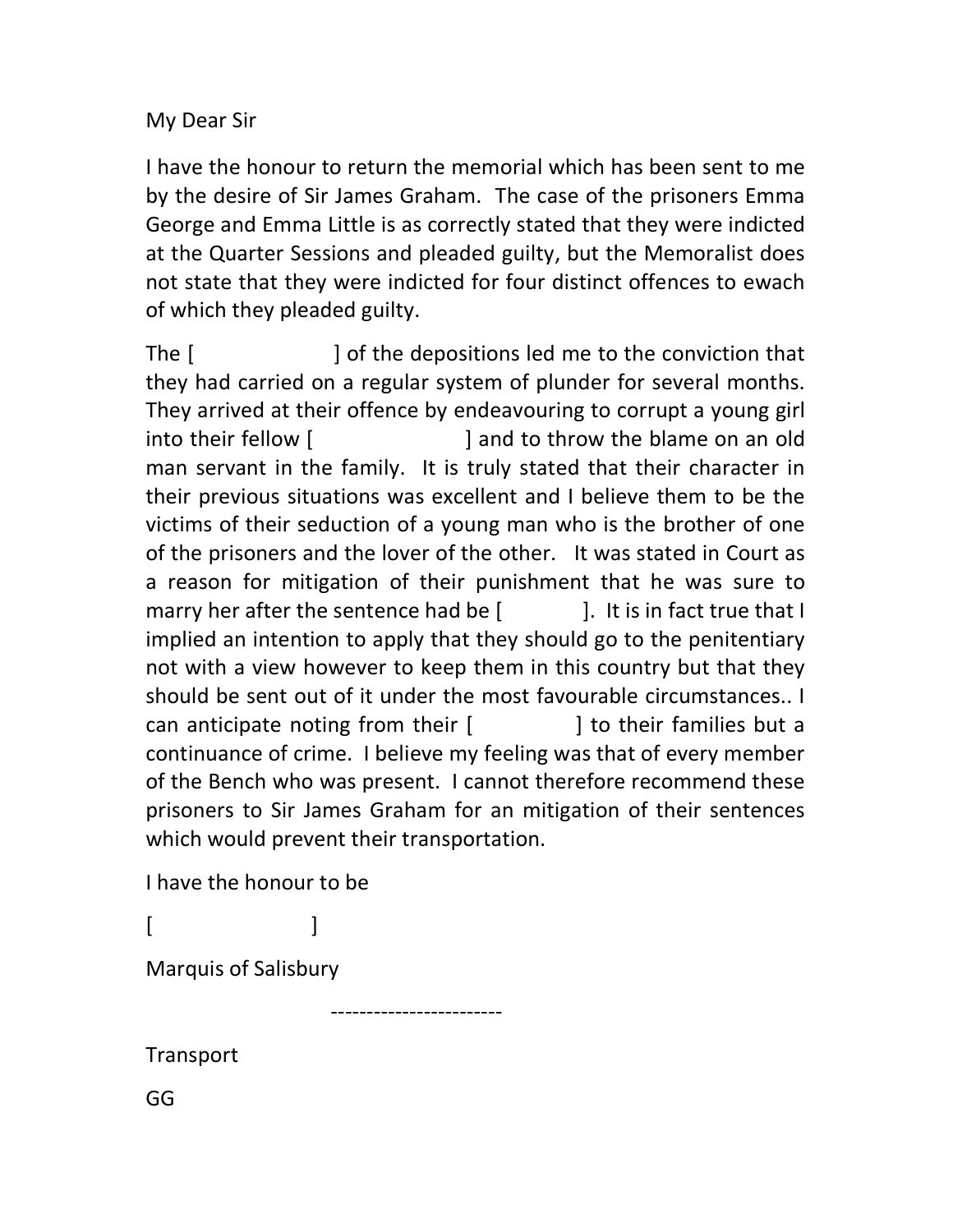My Dear Sir

I have the honour to return the memorial which has been sent to me by the desire of Sir James Graham. The case of the prisoners Emma George and Emma Little is as correctly stated that they were indicted at the Quarter Sessions and pleaded guilty, but the Memoralist does not state that they were indicted for four distinct offences to ewach of which they pleaded guilty.

The [ ] of the depositions led me to the conviction that they had carried on a regular system of plunder for several months. They arrived at their offence by endeavouring to corrupt a young girl into their fellow [ ] and to throw the blame on an old man servant in the family. It is truly stated that their character in their previous situations was excellent and I believe them to be the victims of their seduction of a young man who is the brother of one of the prisoners and the lover of the other. It was stated in Court as a reason for mitigation of their punishment that he was sure to marry her after the sentence had be [ ]. It is in fact true that I implied an intention to apply that they should go to the penitentiary not with a view however to keep them in this country but that they should be sent out of it under the most favourable circumstances.. I can anticipate noting from their [ ] to their families but a continuance of crime. I believe my feeling was that of every member of the Bench who was present. I cannot therefore recommend these prisoners to Sir James Graham for an mitigation of their sentences which would prevent their transportation.

I have the honour to be

[ ]

Marquis of Salisbury

------------------------

Transport

GG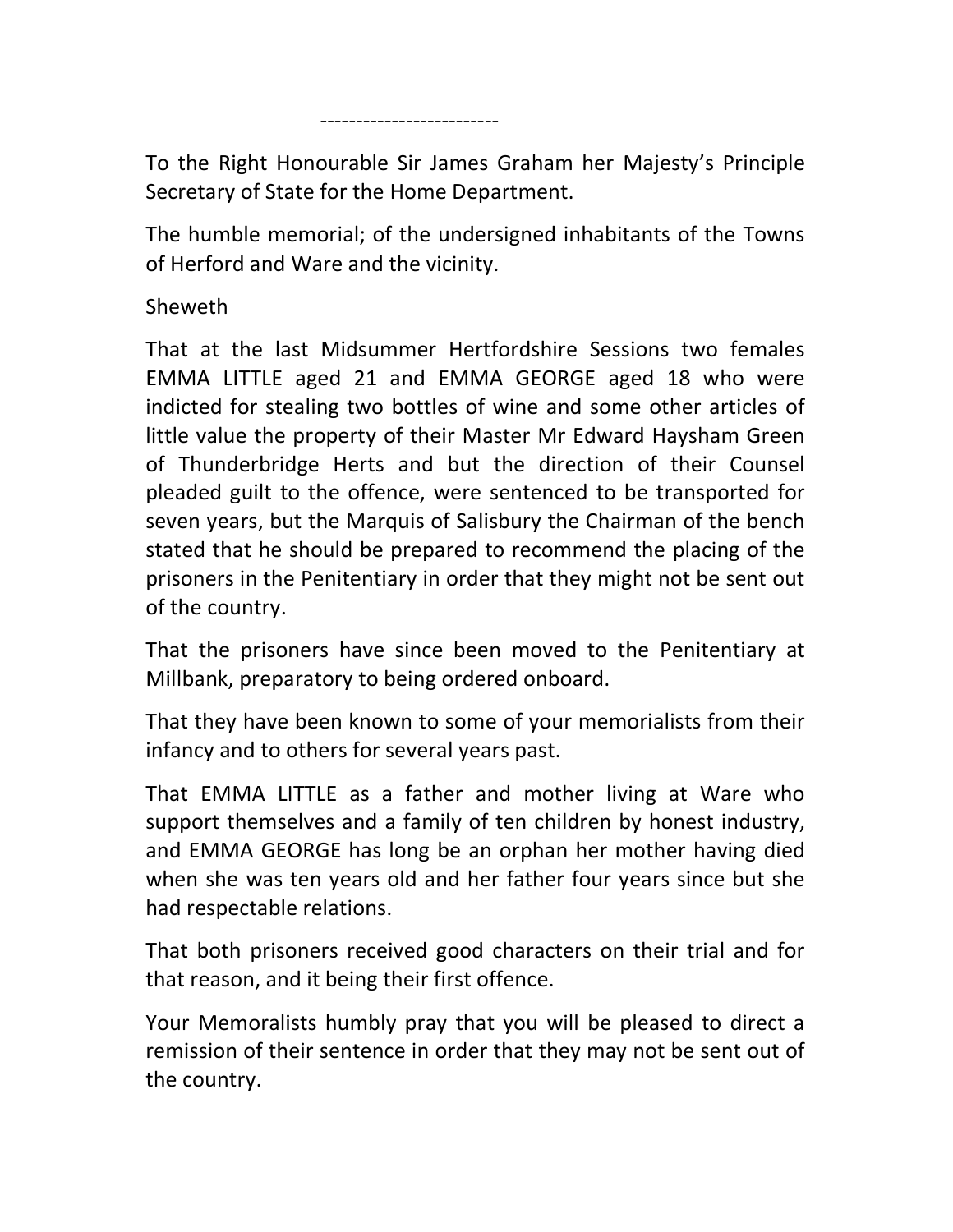-------------------------

To the Right Honourable Sir James Graham her Majesty's Principle Secretary of State for the Home Department.

The humble memorial; of the undersigned inhabitants of the Towns of Herford and Ware and the vicinity.

Sheweth

That at the last Midsummer Hertfordshire Sessions two females EMMA LITTLE aged 21 and EMMA GEORGE aged 18 who were indicted for stealing two bottles of wine and some other articles of little value the property of their Master Mr Edward Haysham Green of Thunderbridge Herts and but the direction of their Counsel pleaded guilt to the offence, were sentenced to be transported for seven years, but the Marquis of Salisbury the Chairman of the bench stated that he should be prepared to recommend the placing of the prisoners in the Penitentiary in order that they might not be sent out of the country.

That the prisoners have since been moved to the Penitentiary at Millbank, preparatory to being ordered onboard.

That they have been known to some of your memorialists from their infancy and to others for several years past.

That EMMA LITTLE as a father and mother living at Ware who support themselves and a family of ten children by honest industry, and EMMA GEORGE has long be an orphan her mother having died when she was ten years old and her father four years since but she had respectable relations.

That both prisoners received good characters on their trial and for that reason, and it being their first offence.

Your Memoralists humbly pray that you will be pleased to direct a remission of their sentence in order that they may not be sent out of the country.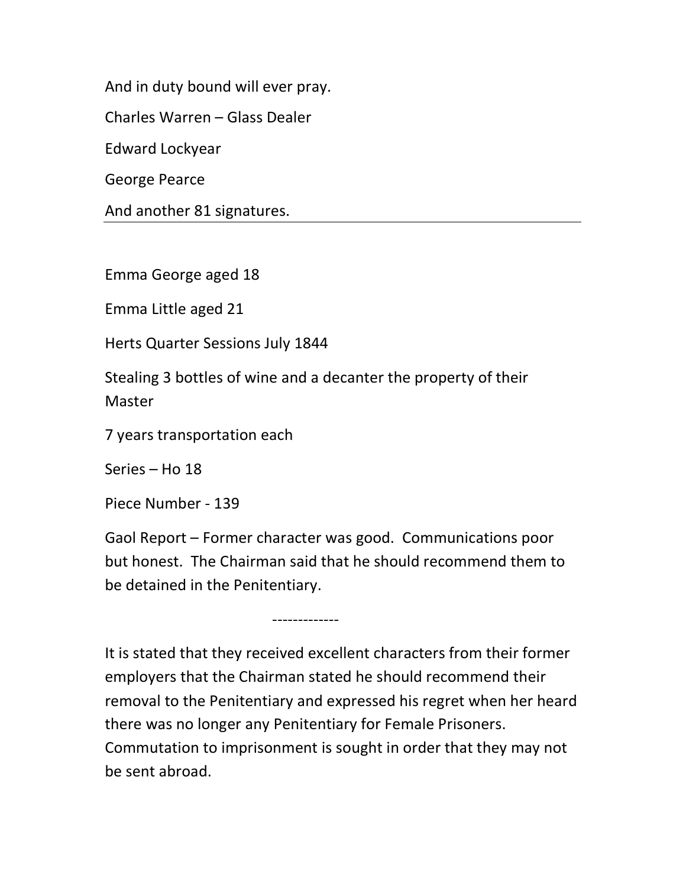And in duty bound will ever pray.

Charles Warren – Glass Dealer

Edward Lockyear

George Pearce

And another 81 signatures.

---

Emma George aged 18

Emma Little aged 21

Herts Quarter Sessions July 1844

Stealing 3 bottles of wine and a decanter the property of their Master

7 years transportation each

Series – Ho 18

Piece Number - 139

Gaol Report – Former character was good. Communications poor but honest. The Chairman said that he should recommend them to be detained in the Penitentiary.

-------------

It is stated that they received excellent characters from their former employers that the Chairman stated he should recommend their removal to the Penitentiary and expressed his regret when her heard there was no longer any Penitentiary for Female Prisoners. Commutation to imprisonment is sought in order that they may not be sent abroad.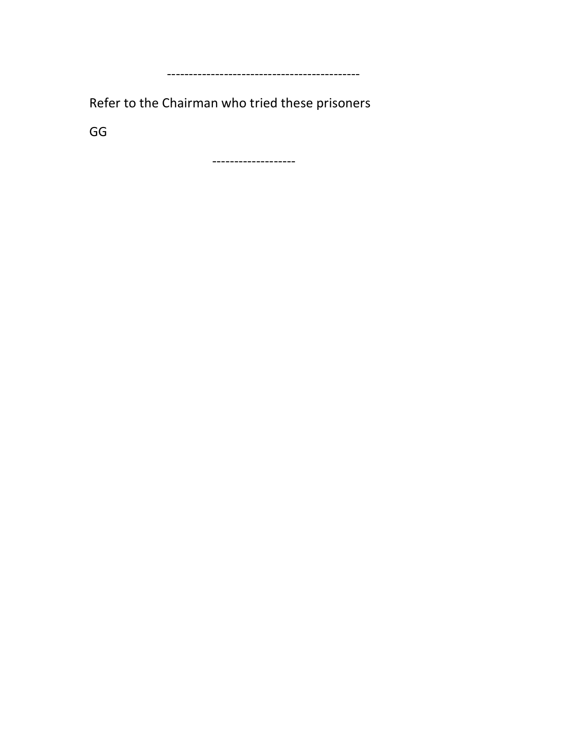--------------------------------------------

Refer to the Chairman who tried these prisoners

GG

-------------------